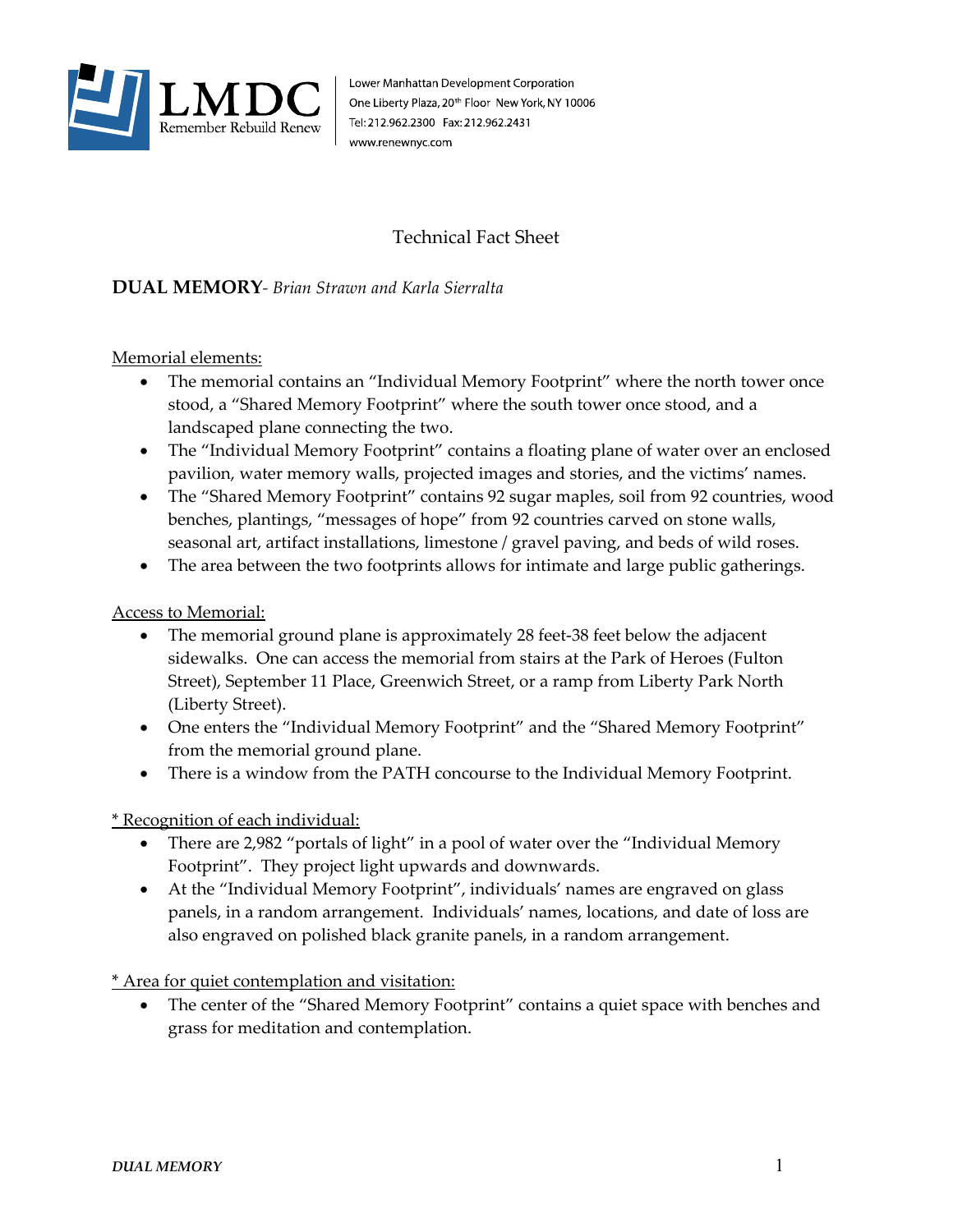Lower Manhattan Development Corporation
One Liberty Plaza, 20th Floor New York, NY 10006
Tel: 212.962.2300 Fax: 212.962.2431
www.renewnyc.com

# Technical Fact Sheet

## DUAL MEMORY- *Brian Strawn and Karla Sierralta*

Memorial elements:

- The memorial contains an "Individual Memory Footprint" where the north tower once stood, a "Shared Memory Footprint" where the south tower once stood, and a landscaped plane connecting the two.
- The "Individual Memory Footprint" contains a floating plane of water over an enclosed pavilion, water memory walls, projected images and stories, and the victims' names.
- The "Shared Memory Footprint" contains 92 sugar maples, soil from 92 countries, wood benches, plantings, "messages of hope" from 92 countries carved on stone walls, seasonal art, artifact installations, limestone / gravel paving, and beds of wild roses.
- The area between the two footprints allows for intimate and large public gatherings.

Access to Memorial:

- The memorial ground plane is approximately 28 feet-38 feet below the adjacent sidewalks. One can access the memorial from stairs at the Park of Heroes (Fulton Street), September 11 Place, Greenwich Street, or a ramp from Liberty Park North (Liberty Street).
- One enters the "Individual Memory Footprint" and the "Shared Memory Footprint" from the memorial ground plane.
- There is a window from the PATH concourse to the Individual Memory Footprint.

* Recognition of each individual:

- There are 2,982 "portals of light" in a pool of water over the "Individual Memory Footprint". They project light upwards and downwards.
- At the "Individual Memory Footprint", individuals' names are engraved on glass panels, in a random arrangement. Individuals' names, locations, and date of loss are also engraved on polished black granite panels, in a random arrangement.

* Area for quiet contemplation and visitation:

- The center of the "Shared Memory Footprint" contains a quiet space with benches and grass for meditation and contemplation.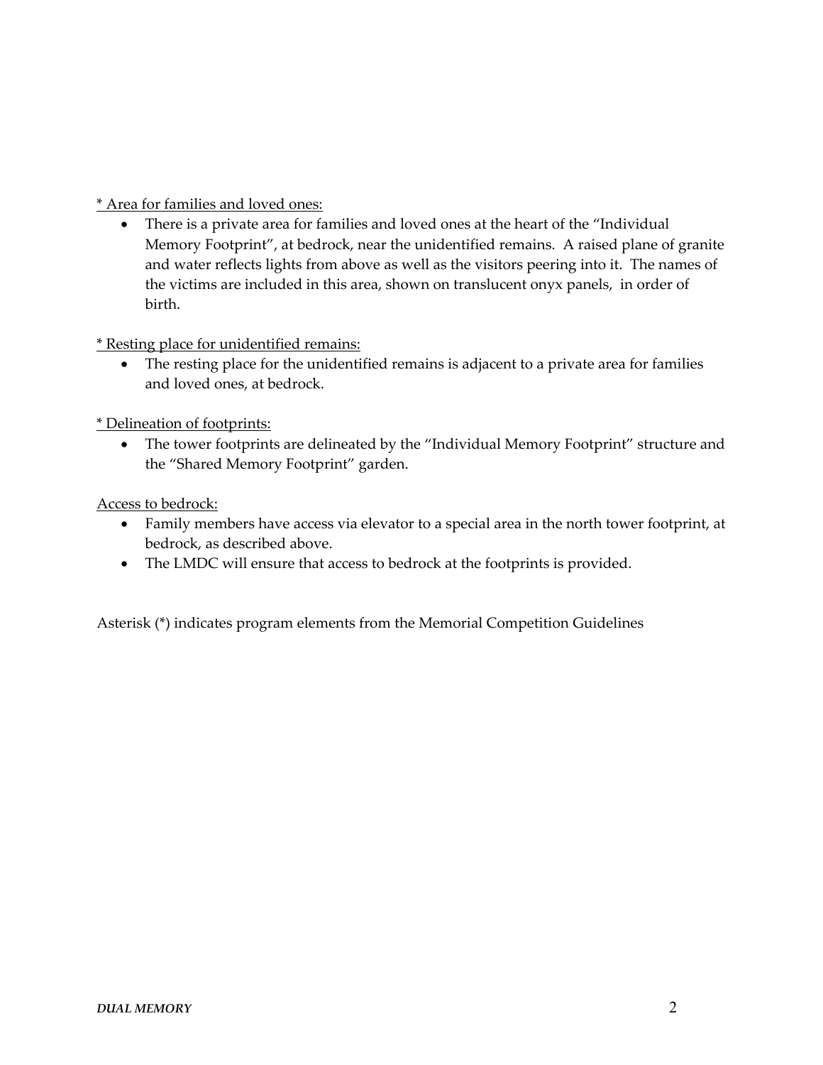<u>* Area for families and loved ones:</u>

- There is a private area for families and loved ones at the heart of the "Individual Memory Footprint", at bedrock, near the unidentified remains. A raised plane of granite and water reflects lights from above as well as the visitors peering into it. The names of the victims are included in this area, shown on translucent onyx panels, in order of birth.

<u>* Resting place for unidentified remains:</u>

- The resting place for the unidentified remains is adjacent to a private area for families and loved ones, at bedrock.

<u>* Delineation of footprints:</u>

- The tower footprints are delineated by the "Individual Memory Footprint" structure and the "Shared Memory Footprint" garden.

<u>Access to bedrock:</u>

- Family members have access via elevator to a special area in the north tower footprint, at bedrock, as described above.
- The LMDC will ensure that access to bedrock at the footprints is provided.

Asterisk (*) indicates program elements from the Memorial Competition Guidelines